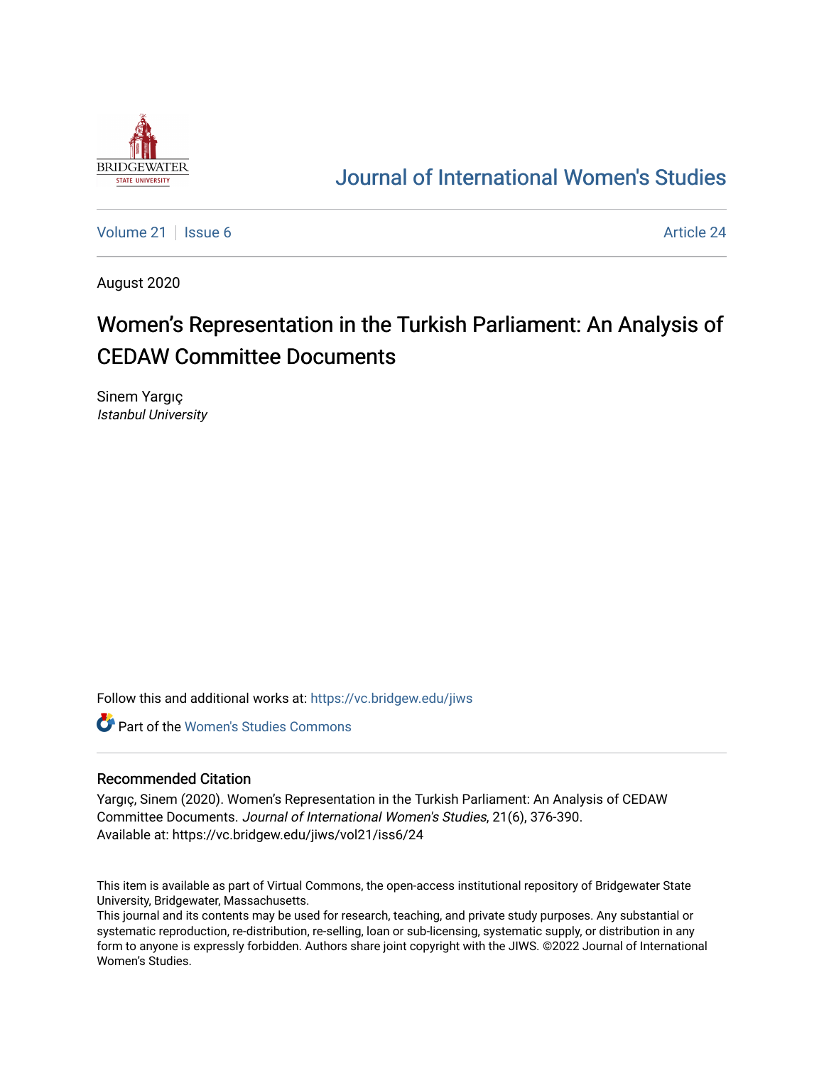# Journal of International Women's Studies

Volume 21 | Issue 6 | Article 24

August 2020

## Women's Representation in the Turkish Parliament: An Analysis of CEDAW Committee Documents

Sinem Yargıç
*Istanbul University*

Follow this and additional works at: https://vc.bridgew.edu/jiws

Part of the Women's Studies Commons

### Recommended Citation

Yargıç, Sinem (2020). Women's Representation in the Turkish Parliament: An Analysis of CEDAW Committee Documents. *Journal of International Women's Studies*, 21(6), 376-390.
Available at: https://vc.bridgew.edu/jiws/vol21/iss6/24

This item is available as part of Virtual Commons, the open-access institutional repository of Bridgewater State University, Bridgewater, Massachusetts.
This journal and its contents may be used for research, teaching, and private study purposes. Any substantial or systematic reproduction, re-distribution, re-selling, loan or sub-licensing, systematic supply, or distribution in any form to anyone is expressly forbidden. Authors share joint copyright with the JIWS. ©2022 Journal of International Women's Studies.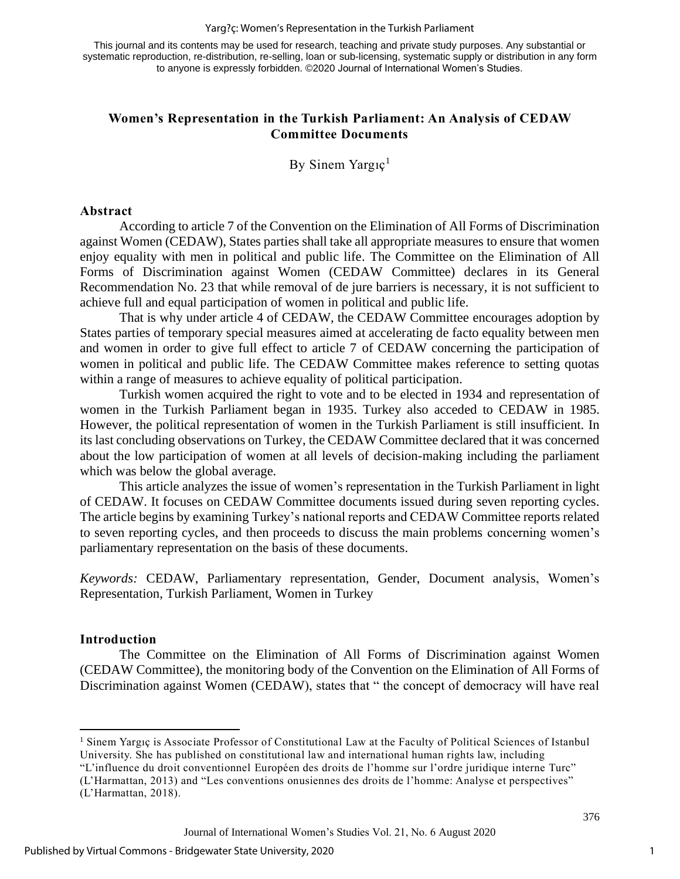This journal and its contents may be used for research, teaching and private study purposes. Any substantial or systematic reproduction, re-distribution, re-selling, loan or sub-licensing, systematic supply or distribution in any form to anyone is expressly forbidden. ©2020 Journal of International Women's Studies.

## Women's Representation in the Turkish Parliament: An Analysis of CEDAW Committee Documents

By Sinem Yargıç[1]

### Abstract

According to article 7 of the Convention on the Elimination of All Forms of Discrimination against Women (CEDAW), States parties shall take all appropriate measures to ensure that women enjoy equality with men in political and public life. The Committee on the Elimination of All Forms of Discrimination against Women (CEDAW Committee) declares in its General Recommendation No. 23 that while removal of de jure barriers is necessary, it is not sufficient to achieve full and equal participation of women in political and public life.

That is why under article 4 of CEDAW, the CEDAW Committee encourages adoption by States parties of temporary special measures aimed at accelerating de facto equality between men and women in order to give full effect to article 7 of CEDAW concerning the participation of women in political and public life. The CEDAW Committee makes reference to setting quotas within a range of measures to achieve equality of political participation.

Turkish women acquired the right to vote and to be elected in 1934 and representation of women in the Turkish Parliament began in 1935. Turkey also acceded to CEDAW in 1985. However, the political representation of women in the Turkish Parliament is still insufficient. In its last concluding observations on Turkey, the CEDAW Committee declared that it was concerned about the low participation of women at all levels of decision-making including the parliament which was below the global average.

This article analyzes the issue of women's representation in the Turkish Parliament in light of CEDAW. It focuses on CEDAW Committee documents issued during seven reporting cycles. The article begins by examining Turkey's national reports and CEDAW Committee reports related to seven reporting cycles, and then proceeds to discuss the main problems concerning women's parliamentary representation on the basis of these documents.

*Keywords:* CEDAW, Parliamentary representation, Gender, Document analysis, Women's Representation, Turkish Parliament, Women in Turkey

### Introduction

The Committee on the Elimination of All Forms of Discrimination against Women (CEDAW Committee), the monitoring body of the Convention on the Elimination of All Forms of Discrimination against Women (CEDAW), states that " the concept of democracy will have real

---

[1] Sinem Yargıç is Associate Professor of Constitutional Law at the Faculty of Political Sciences of Istanbul University. She has published on constitutional law and international human rights law, including "L'influence du droit conventionnel Européen des droits de l'homme sur l'ordre juridique interne Turc" (L'Harmattan, 2013) and "Les conventions onusiennes des droits de l'homme: Analyse et perspectives" (L'Harmattan, 2018).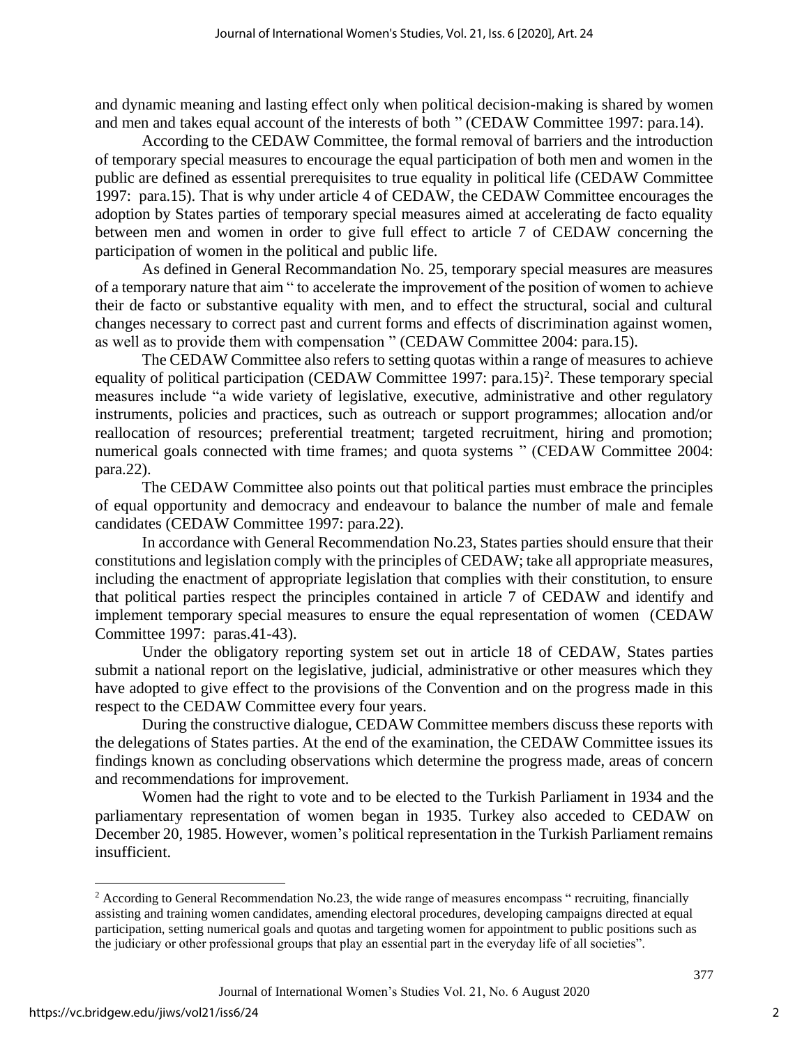and dynamic meaning and lasting effect only when political decision-making is shared by women and men and takes equal account of the interests of both " (CEDAW Committee 1997: para.14).

According to the CEDAW Committee, the formal removal of barriers and the introduction of temporary special measures to encourage the equal participation of both men and women in the public are defined as essential prerequisites to true equality in political life (CEDAW Committee 1997: para.15). That is why under article 4 of CEDAW, the CEDAW Committee encourages the adoption by States parties of temporary special measures aimed at accelerating de facto equality between men and women in order to give full effect to article 7 of CEDAW concerning the participation of women in the political and public life.

As defined in General Recommandation No. 25, temporary special measures are measures of a temporary nature that aim " to accelerate the improvement of the position of women to achieve their de facto or substantive equality with men, and to effect the structural, social and cultural changes necessary to correct past and current forms and effects of discrimination against women, as well as to provide them with compensation " (CEDAW Committee 2004: para.15).

The CEDAW Committee also refers to setting quotas within a range of measures to achieve equality of political participation (CEDAW Committee 1997: para.15)[2]. These temporary special measures include "a wide variety of legislative, executive, administrative and other regulatory instruments, policies and practices, such as outreach or support programmes; allocation and/or reallocation of resources; preferential treatment; targeted recruitment, hiring and promotion; numerical goals connected with time frames; and quota systems " (CEDAW Committee 2004: para.22).

The CEDAW Committee also points out that political parties must embrace the principles of equal opportunity and democracy and endeavour to balance the number of male and female candidates (CEDAW Committee 1997: para.22).

In accordance with General Recommendation No.23, States parties should ensure that their constitutions and legislation comply with the principles of CEDAW; take all appropriate measures, including the enactment of appropriate legislation that complies with their constitution, to ensure that political parties respect the principles contained in article 7 of CEDAW and identify and implement temporary special measures to ensure the equal representation of women (CEDAW Committee 1997: paras.41-43).

Under the obligatory reporting system set out in article 18 of CEDAW, States parties submit a national report on the legislative, judicial, administrative or other measures which they have adopted to give effect to the provisions of the Convention and on the progress made in this respect to the CEDAW Committee every four years.

During the constructive dialogue, CEDAW Committee members discuss these reports with the delegations of States parties. At the end of the examination, the CEDAW Committee issues its findings known as concluding observations which determine the progress made, areas of concern and recommendations for improvement.

Women had the right to vote and to be elected to the Turkish Parliament in 1934 and the parliamentary representation of women began in 1935. Turkey also acceded to CEDAW on December 20, 1985. However, women's political representation in the Turkish Parliament remains insufficient.

---

[2] According to General Recommendation No.23, the wide range of measures encompass " recruiting, financially assisting and training women candidates, amending electoral procedures, developing campaigns directed at equal participation, setting numerical goals and quotas and targeting women for appointment to public positions such as the judiciary or other professional groups that play an essential part in the everyday life of all societies".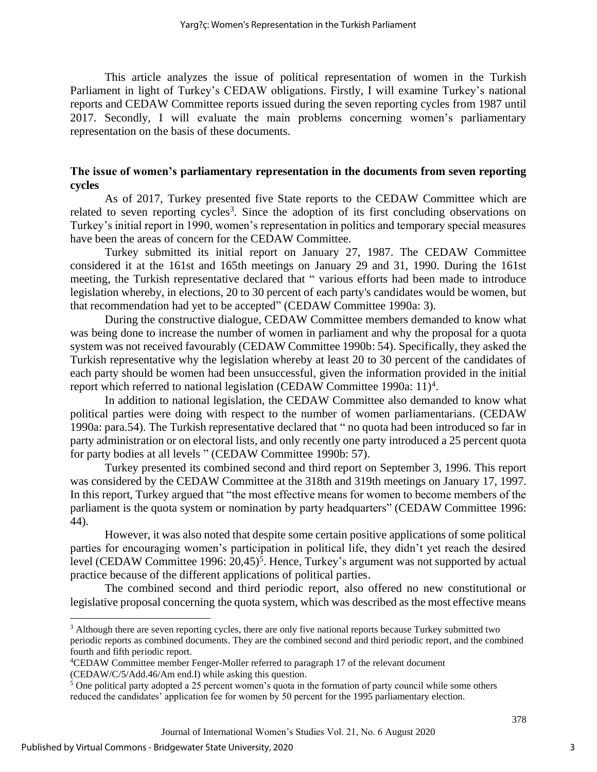This article analyzes the issue of political representation of women in the Turkish Parliament in light of Turkey's CEDAW obligations. Firstly, I will examine Turkey's national reports and CEDAW Committee reports issued during the seven reporting cycles from 1987 until 2017. Secondly, I will evaluate the main problems concerning women's parliamentary representation on the basis of these documents.

## The issue of women's parliamentary representation in the documents from seven reporting cycles

As of 2017, Turkey presented five State reports to the CEDAW Committee which are related to seven reporting cycles[3]. Since the adoption of its first concluding observations on Turkey's initial report in 1990, women's representation in politics and temporary special measures have been the areas of concern for the CEDAW Committee.

Turkey submitted its initial report on January 27, 1987. The CEDAW Committee considered it at the 161st and 165th meetings on January 29 and 31, 1990. During the 161st meeting, the Turkish representative declared that " various efforts had been made to introduce legislation whereby, in elections, 20 to 30 percent of each party's candidates would be women, but that recommendation had yet to be accepted" (CEDAW Committee 1990a: 3).

During the constructive dialogue, CEDAW Committee members demanded to know what was being done to increase the number of women in parliament and why the proposal for a quota system was not received favourably (CEDAW Committee 1990b: 54). Specifically, they asked the Turkish representative why the legislation whereby at least 20 to 30 percent of the candidates of each party should be women had been unsuccessful, given the information provided in the initial report which referred to national legislation (CEDAW Committee 1990a: 11)[4].

In addition to national legislation, the CEDAW Committee also demanded to know what political parties were doing with respect to the number of women parliamentarians. (CEDAW 1990a: para.54). The Turkish representative declared that " no quota had been introduced so far in party administration or on electoral lists, and only recently one party introduced a 25 percent quota for party bodies at all levels " (CEDAW Committee 1990b: 57).

Turkey presented its combined second and third report on September 3, 1996. This report was considered by the CEDAW Committee at the 318th and 319th meetings on January 17, 1997. In this report, Turkey argued that "the most effective means for women to become members of the parliament is the quota system or nomination by party headquarters" (CEDAW Committee 1996: 44).

However, it was also noted that despite some certain positive applications of some political parties for encouraging women's participation in political life, they didn't yet reach the desired level (CEDAW Committee 1996: 20,45)[5]. Hence, Turkey's argument was not supported by actual practice because of the different applications of political parties.

The combined second and third periodic report, also offered no new constitutional or legislative proposal concerning the quota system, which was described as the most effective means

---

[3] Although there are seven reporting cycles, there are only five national reports because Turkey submitted two periodic reports as combined documents. They are the combined second and third periodic report, and the combined fourth and fifth periodic report.

[4] CEDAW Committee member Fenger-Moller referred to paragraph 17 of the relevant document (CEDAW/C/5/Add.46/Am end.I) while asking this question.

[5] One political party adopted a 25 percent women's quota in the formation of party council while some others reduced the candidates' application fee for women by 50 percent for the 1995 parliamentary election.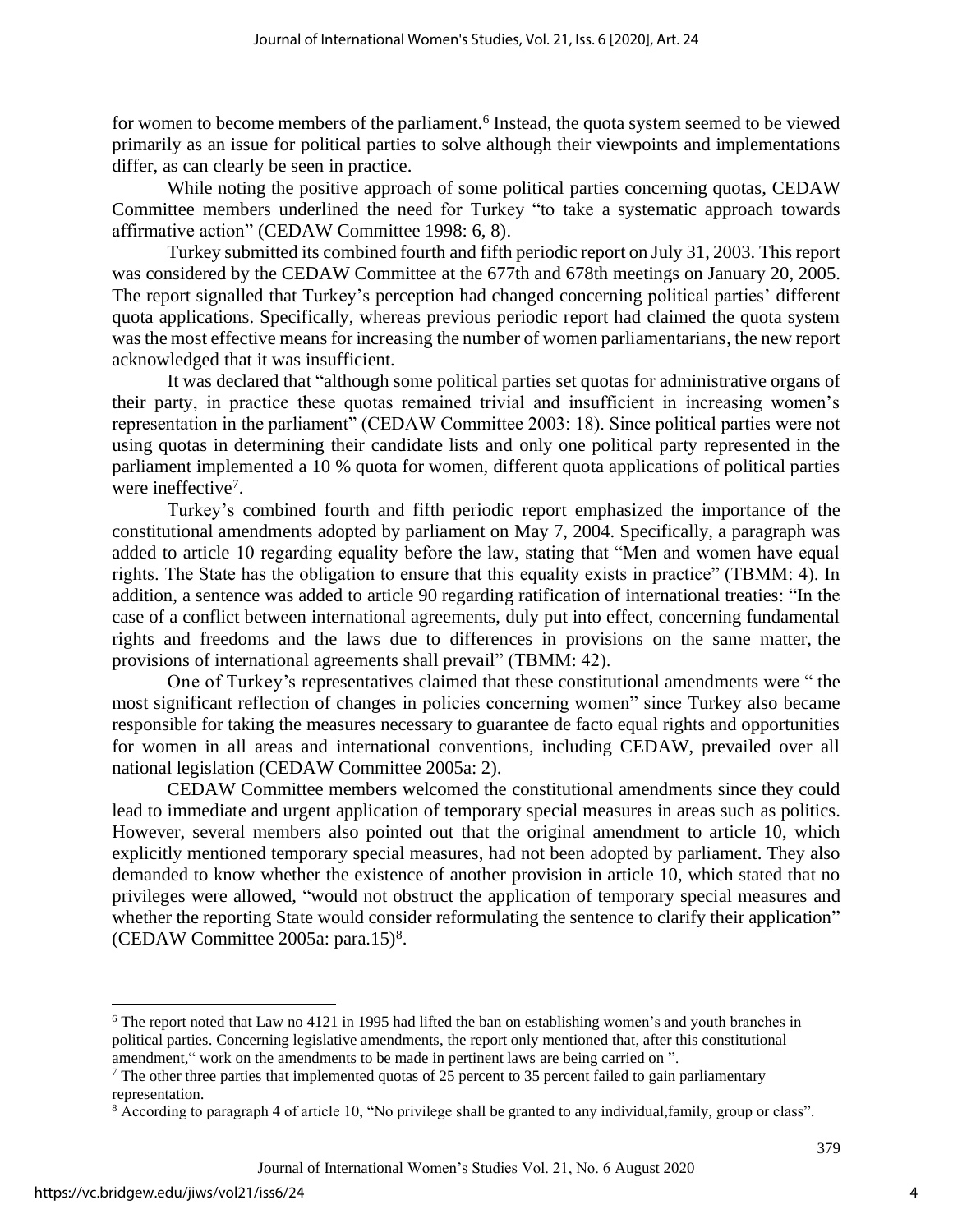for women to become members of the parliament.[6] Instead, the quota system seemed to be viewed primarily as an issue for political parties to solve although their viewpoints and implementations differ, as can clearly be seen in practice.

While noting the positive approach of some political parties concerning quotas, CEDAW Committee members underlined the need for Turkey "to take a systematic approach towards affirmative action" (CEDAW Committee 1998: 6, 8).

Turkey submitted its combined fourth and fifth periodic report on July 31, 2003. This report was considered by the CEDAW Committee at the 677th and 678th meetings on January 20, 2005. The report signalled that Turkey's perception had changed concerning political parties' different quota applications. Specifically, whereas previous periodic report had claimed the quota system was the most effective means for increasing the number of women parliamentarians, the new report acknowledged that it was insufficient.

It was declared that "although some political parties set quotas for administrative organs of their party, in practice these quotas remained trivial and insufficient in increasing women's representation in the parliament" (CEDAW Committee 2003: 18). Since political parties were not using quotas in determining their candidate lists and only one political party represented in the parliament implemented a 10 % quota for women, different quota applications of political parties were ineffective[7].

Turkey's combined fourth and fifth periodic report emphasized the importance of the constitutional amendments adopted by parliament on May 7, 2004. Specifically, a paragraph was added to article 10 regarding equality before the law, stating that "Men and women have equal rights. The State has the obligation to ensure that this equality exists in practice" (TBMM: 4). In addition, a sentence was added to article 90 regarding ratification of international treaties: "In the case of a conflict between international agreements, duly put into effect, concerning fundamental rights and freedoms and the laws due to differences in provisions on the same matter, the provisions of international agreements shall prevail" (TBMM: 42).

One of Turkey's representatives claimed that these constitutional amendments were " the most significant reflection of changes in policies concerning women" since Turkey also became responsible for taking the measures necessary to guarantee de facto equal rights and opportunities for women in all areas and international conventions, including CEDAW, prevailed over all national legislation (CEDAW Committee 2005a: 2).

CEDAW Committee members welcomed the constitutional amendments since they could lead to immediate and urgent application of temporary special measures in areas such as politics. However, several members also pointed out that the original amendment to article 10, which explicitly mentioned temporary special measures, had not been adopted by parliament. They also demanded to know whether the existence of another provision in article 10, which stated that no privileges were allowed, "would not obstruct the application of temporary special measures and whether the reporting State would consider reformulating the sentence to clarify their application" (CEDAW Committee 2005a: para.15)[8].

---

[6] The report noted that Law no 4121 in 1995 had lifted the ban on establishing women's and youth branches in political parties. Concerning legislative amendments, the report only mentioned that, after this constitutional amendment," work on the amendments to be made in pertinent laws are being carried on ".

[7] The other three parties that implemented quotas of 25 percent to 35 percent failed to gain parliamentary representation.

[8] According to paragraph 4 of article 10, "No privilege shall be granted to any individual,family, group or class".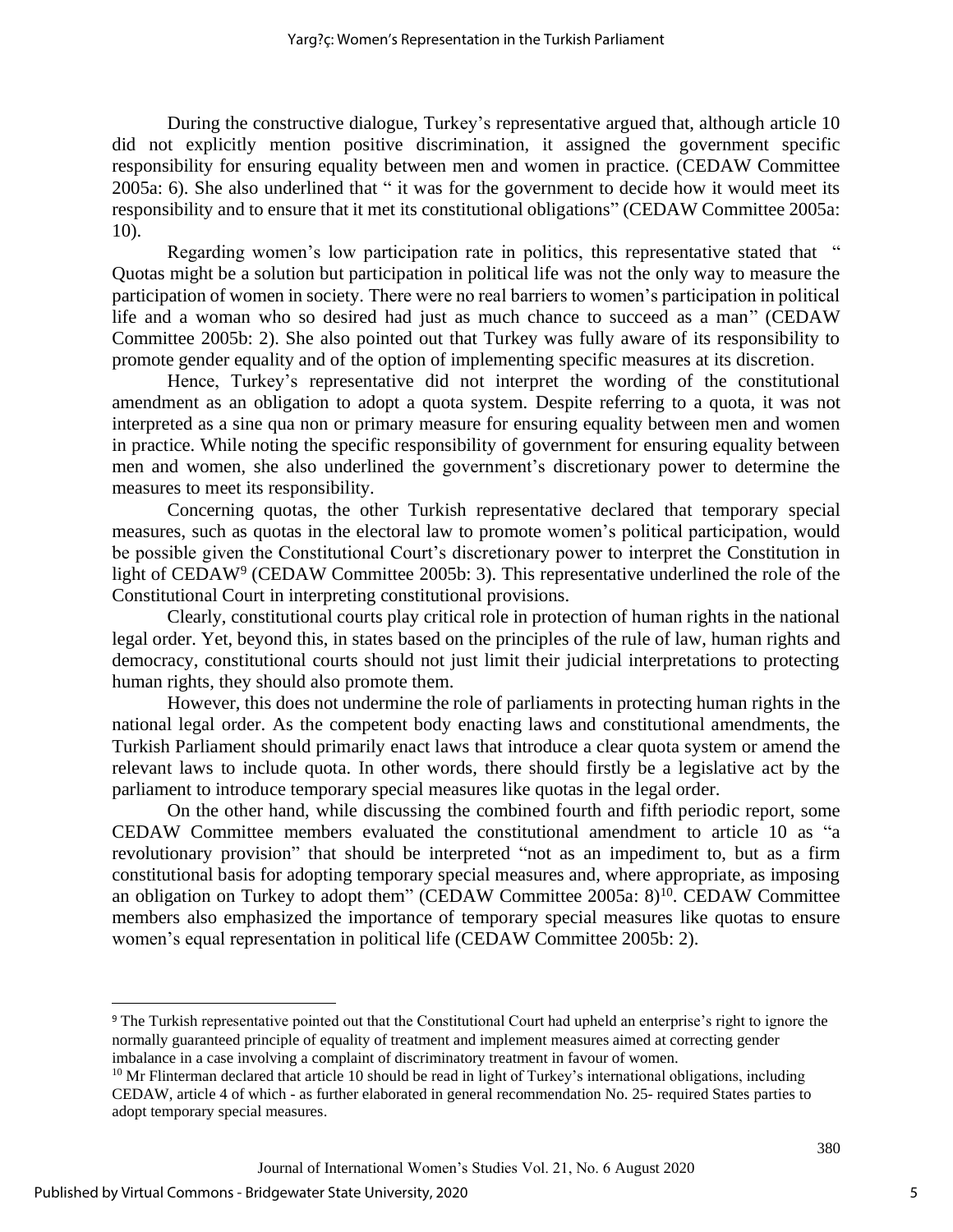During the constructive dialogue, Turkey's representative argued that, although article 10 did not explicitly mention positive discrimination, it assigned the government specific responsibility for ensuring equality between men and women in practice. (CEDAW Committee 2005a: 6). She also underlined that " it was for the government to decide how it would meet its responsibility and to ensure that it met its constitutional obligations" (CEDAW Committee 2005a: 10).

Regarding women's low participation rate in politics, this representative stated that " Quotas might be a solution but participation in political life was not the only way to measure the participation of women in society. There were no real barriers to women's participation in political life and a woman who so desired had just as much chance to succeed as a man" (CEDAW Committee 2005b: 2). She also pointed out that Turkey was fully aware of its responsibility to promote gender equality and of the option of implementing specific measures at its discretion.

Hence, Turkey's representative did not interpret the wording of the constitutional amendment as an obligation to adopt a quota system. Despite referring to a quota, it was not interpreted as a sine qua non or primary measure for ensuring equality between men and women in practice. While noting the specific responsibility of government for ensuring equality between men and women, she also underlined the government's discretionary power to determine the measures to meet its responsibility.

Concerning quotas, the other Turkish representative declared that temporary special measures, such as quotas in the electoral law to promote women's political participation, would be possible given the Constitutional Court's discretionary power to interpret the Constitution in light of CEDAW[9] (CEDAW Committee 2005b: 3). This representative underlined the role of the Constitutional Court in interpreting constitutional provisions.

Clearly, constitutional courts play critical role in protection of human rights in the national legal order. Yet, beyond this, in states based on the principles of the rule of law, human rights and democracy, constitutional courts should not just limit their judicial interpretations to protecting human rights, they should also promote them.

However, this does not undermine the role of parliaments in protecting human rights in the national legal order. As the competent body enacting laws and constitutional amendments, the Turkish Parliament should primarily enact laws that introduce a clear quota system or amend the relevant laws to include quota. In other words, there should firstly be a legislative act by the parliament to introduce temporary special measures like quotas in the legal order.

On the other hand, while discussing the combined fourth and fifth periodic report, some CEDAW Committee members evaluated the constitutional amendment to article 10 as "a revolutionary provision" that should be interpreted "not as an impediment to, but as a firm constitutional basis for adopting temporary special measures and, where appropriate, as imposing an obligation on Turkey to adopt them" (CEDAW Committee 2005a: 8)[10]. CEDAW Committee members also emphasized the importance of temporary special measures like quotas to ensure women's equal representation in political life (CEDAW Committee 2005b: 2).

---

[9] The Turkish representative pointed out that the Constitutional Court had upheld an enterprise's right to ignore the normally guaranteed principle of equality of treatment and implement measures aimed at correcting gender imbalance in a case involving a complaint of discriminatory treatment in favour of women.

[10] Mr Flinterman declared that article 10 should be read in light of Turkey's international obligations, including CEDAW, article 4 of which - as further elaborated in general recommendation No. 25- required States parties to adopt temporary special measures.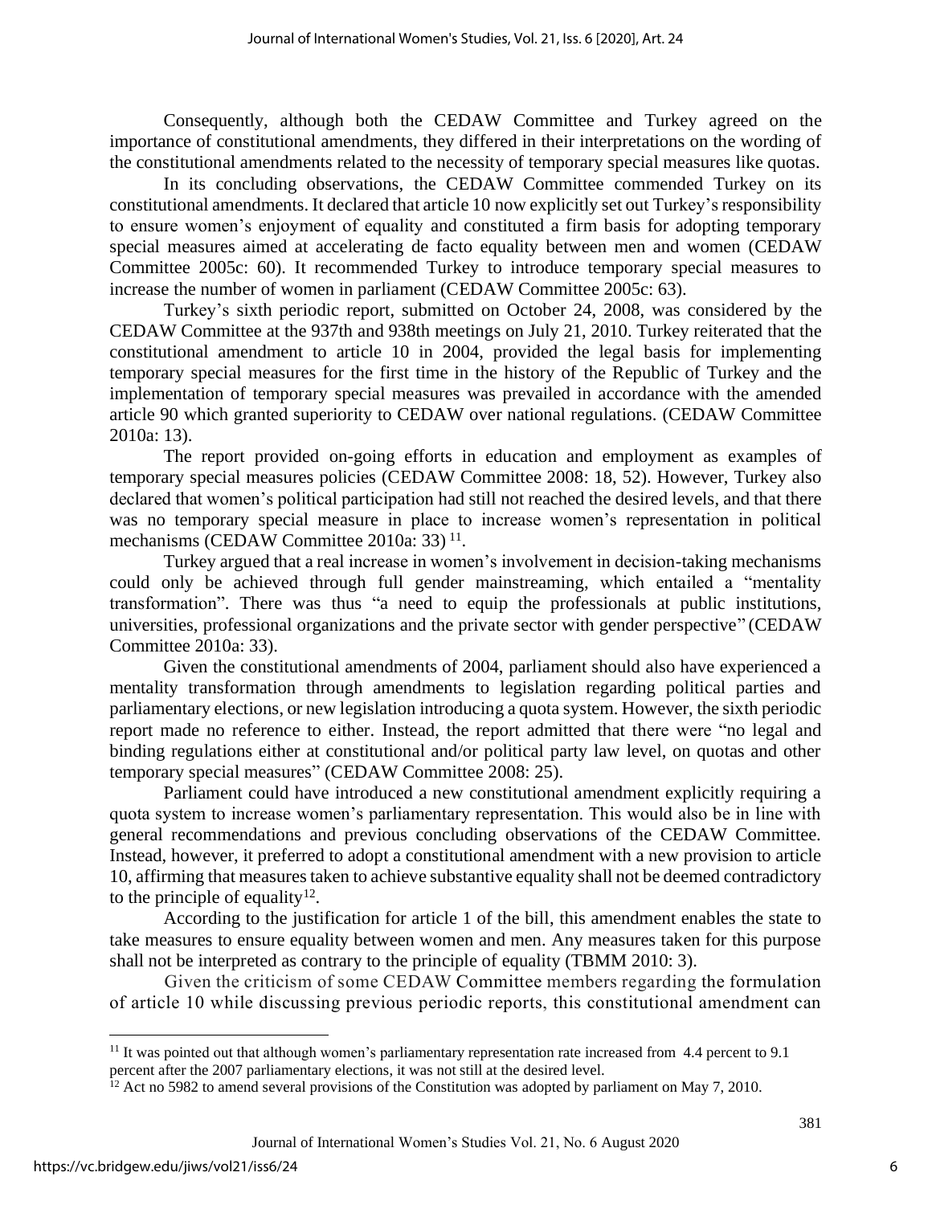Consequently, although both the CEDAW Committee and Turkey agreed on the importance of constitutional amendments, they differed in their interpretations on the wording of the constitutional amendments related to the necessity of temporary special measures like quotas.

In its concluding observations, the CEDAW Committee commended Turkey on its constitutional amendments. It declared that article 10 now explicitly set out Turkey's responsibility to ensure women's enjoyment of equality and constituted a firm basis for adopting temporary special measures aimed at accelerating de facto equality between men and women (CEDAW Committee 2005c: 60). It recommended Turkey to introduce temporary special measures to increase the number of women in parliament (CEDAW Committee 2005c: 63).

Turkey's sixth periodic report, submitted on October 24, 2008, was considered by the CEDAW Committee at the 937th and 938th meetings on July 21, 2010. Turkey reiterated that the constitutional amendment to article 10 in 2004, provided the legal basis for implementing temporary special measures for the first time in the history of the Republic of Turkey and the implementation of temporary special measures was prevailed in accordance with the amended article 90 which granted superiority to CEDAW over national regulations. (CEDAW Committee 2010a: 13).

The report provided on-going efforts in education and employment as examples of temporary special measures policies (CEDAW Committee 2008: 18, 52). However, Turkey also declared that women's political participation had still not reached the desired levels, and that there was no temporary special measure in place to increase women's representation in political mechanisms (CEDAW Committee 2010a: 33) [11].

Turkey argued that a real increase in women's involvement in decision-taking mechanisms could only be achieved through full gender mainstreaming, which entailed a "mentality transformation". There was thus "a need to equip the professionals at public institutions, universities, professional organizations and the private sector with gender perspective" (CEDAW Committee 2010a: 33).

Given the constitutional amendments of 2004, parliament should also have experienced a mentality transformation through amendments to legislation regarding political parties and parliamentary elections, or new legislation introducing a quota system. However, the sixth periodic report made no reference to either. Instead, the report admitted that there were "no legal and binding regulations either at constitutional and/or political party law level, on quotas and other temporary special measures" (CEDAW Committee 2008: 25).

Parliament could have introduced a new constitutional amendment explicitly requiring a quota system to increase women's parliamentary representation. This would also be in line with general recommendations and previous concluding observations of the CEDAW Committee. Instead, however, it preferred to adopt a constitutional amendment with a new provision to article 10, affirming that measures taken to achieve substantive equality shall not be deemed contradictory to the principle of equality[12].

According to the justification for article 1 of the bill, this amendment enables the state to take measures to ensure equality between women and men. Any measures taken for this purpose shall not be interpreted as contrary to the principle of equality (TBMM 2010: 3).

Given the criticism of some CEDAW Committee members regarding the formulation of article 10 while discussing previous periodic reports, this constitutional amendment can

---

[11] It was pointed out that although women's parliamentary representation rate increased from 4.4 percent to 9.1 percent after the 2007 parliamentary elections, it was not still at the desired level.

[12] Act no 5982 to amend several provisions of the Constitution was adopted by parliament on May 7, 2010.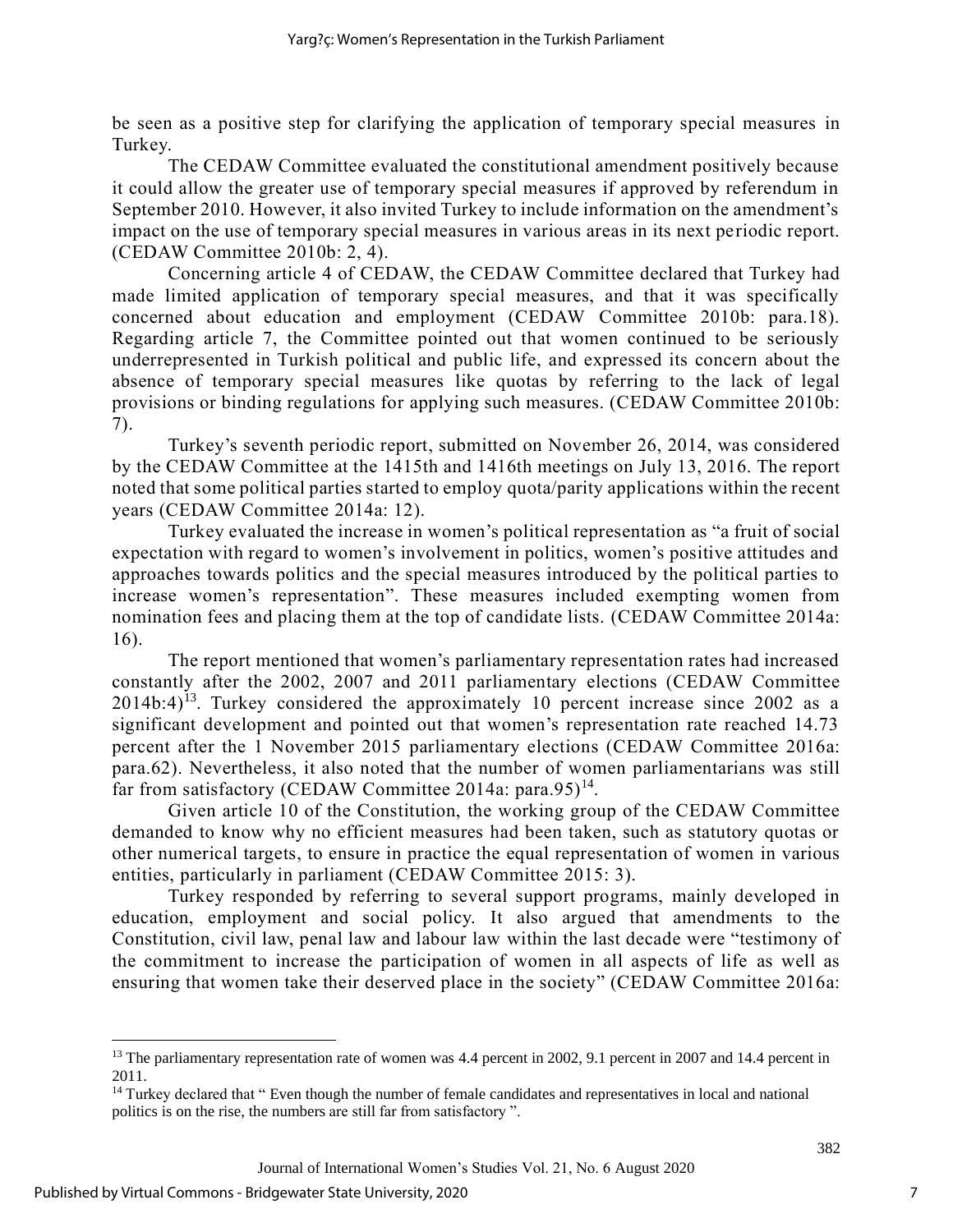be seen as a positive step for clarifying the application of temporary special measures in Turkey.

The CEDAW Committee evaluated the constitutional amendment positively because it could allow the greater use of temporary special measures if approved by referendum in September 2010. However, it also invited Turkey to include information on the amendment's impact on the use of temporary special measures in various areas in its next periodic report. (CEDAW Committee 2010b: 2, 4).

Concerning article 4 of CEDAW, the CEDAW Committee declared that Turkey had made limited application of temporary special measures, and that it was specifically concerned about education and employment (CEDAW Committee 2010b: para.18). Regarding article 7, the Committee pointed out that women continued to be seriously underrepresented in Turkish political and public life, and expressed its concern about the absence of temporary special measures like quotas by referring to the lack of legal provisions or binding regulations for applying such measures. (CEDAW Committee 2010b: 7).

Turkey's seventh periodic report, submitted on November 26, 2014, was considered by the CEDAW Committee at the 1415th and 1416th meetings on July 13, 2016. The report noted that some political parties started to employ quota/parity applications within the recent years (CEDAW Committee 2014a: 12).

Turkey evaluated the increase in women's political representation as "a fruit of social expectation with regard to women's involvement in politics, women's positive attitudes and approaches towards politics and the special measures introduced by the political parties to increase women's representation". These measures included exempting women from nomination fees and placing them at the top of candidate lists. (CEDAW Committee 2014a: 16).

The report mentioned that women's parliamentary representation rates had increased constantly after the 2002, 2007 and 2011 parliamentary elections (CEDAW Committee 2014b:4)[13]. Turkey considered the approximately 10 percent increase since 2002 as a significant development and pointed out that women's representation rate reached 14.73 percent after the 1 November 2015 parliamentary elections (CEDAW Committee 2016a: para.62). Nevertheless, it also noted that the number of women parliamentarians was still far from satisfactory (CEDAW Committee 2014a: para.95)[14].

Given article 10 of the Constitution, the working group of the CEDAW Committee demanded to know why no efficient measures had been taken, such as statutory quotas or other numerical targets, to ensure in practice the equal representation of women in various entities, particularly in parliament (CEDAW Committee 2015: 3).

Turkey responded by referring to several support programs, mainly developed in education, employment and social policy. It also argued that amendments to the Constitution, civil law, penal law and labour law within the last decade were "testimony of the commitment to increase the participation of women in all aspects of life as well as ensuring that women take their deserved place in the society" (CEDAW Committee 2016a:

---

[13] The parliamentary representation rate of women was 4.4 percent in 2002, 9.1 percent in 2007 and 14.4 percent in 2011.

[14] Turkey declared that " Even though the number of female candidates and representatives in local and national politics is on the rise, the numbers are still far from satisfactory ".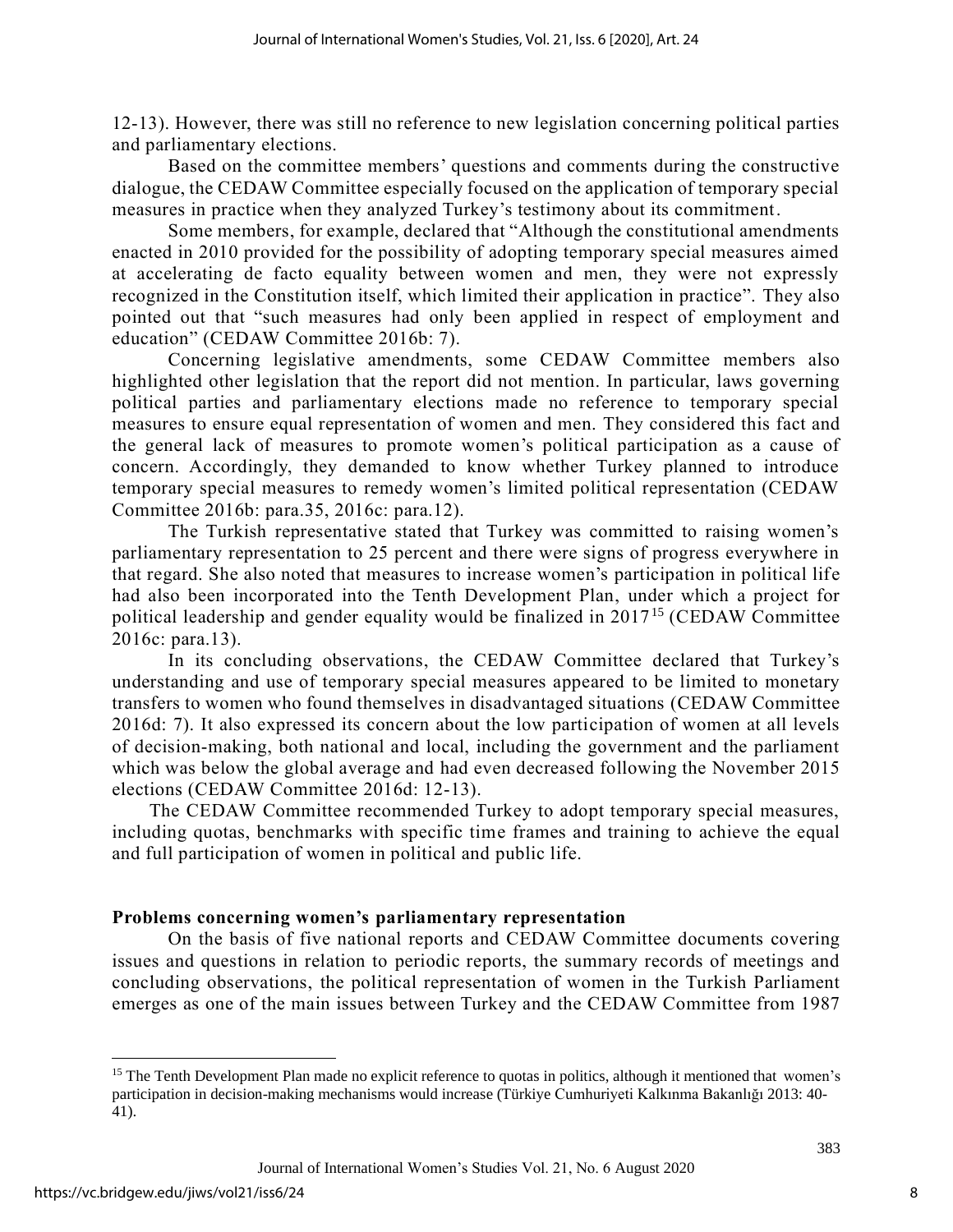12-13). However, there was still no reference to new legislation concerning political parties and parliamentary elections.

Based on the committee members' questions and comments during the constructive dialogue, the CEDAW Committee especially focused on the application of temporary special measures in practice when they analyzed Turkey's testimony about its commitment.

Some members, for example, declared that "Although the constitutional amendments enacted in 2010 provided for the possibility of adopting temporary special measures aimed at accelerating de facto equality between women and men, they were not expressly recognized in the Constitution itself, which limited their application in practice". They also pointed out that "such measures had only been applied in respect of employment and education" (CEDAW Committee 2016b: 7).

Concerning legislative amendments, some CEDAW Committee members also highlighted other legislation that the report did not mention. In particular, laws governing political parties and parliamentary elections made no reference to temporary special measures to ensure equal representation of women and men. They considered this fact and the general lack of measures to promote women's political participation as a cause of concern. Accordingly, they demanded to know whether Turkey planned to introduce temporary special measures to remedy women's limited political representation (CEDAW Committee 2016b: para.35, 2016c: para.12).

The Turkish representative stated that Turkey was committed to raising women's parliamentary representation to 25 percent and there were signs of progress everywhere in that regard. She also noted that measures to increase women's participation in political life had also been incorporated into the Tenth Development Plan, under which a project for political leadership and gender equality would be finalized in 2017[15] (CEDAW Committee 2016c: para.13).

In its concluding observations, the CEDAW Committee declared that Turkey's understanding and use of temporary special measures appeared to be limited to monetary transfers to women who found themselves in disadvantaged situations (CEDAW Committee 2016d: 7). It also expressed its concern about the low participation of women at all levels of decision-making, both national and local, including the government and the parliament which was below the global average and had even decreased following the November 2015 elections (CEDAW Committee 2016d: 12-13).

The CEDAW Committee recommended Turkey to adopt temporary special measures, including quotas, benchmarks with specific time frames and training to achieve the equal and full participation of women in political and public life.

## Problems concerning women's parliamentary representation

On the basis of five national reports and CEDAW Committee documents covering issues and questions in relation to periodic reports, the summary records of meetings and concluding observations, the political representation of women in the Turkish Parliament emerges as one of the main issues between Turkey and the CEDAW Committee from 1987

---

[15] The Tenth Development Plan made no explicit reference to quotas in politics, although it mentioned that women's participation in decision-making mechanisms would increase (Türkiye Cumhuriyeti Kalkınma Bakanlığı 2013: 40-41).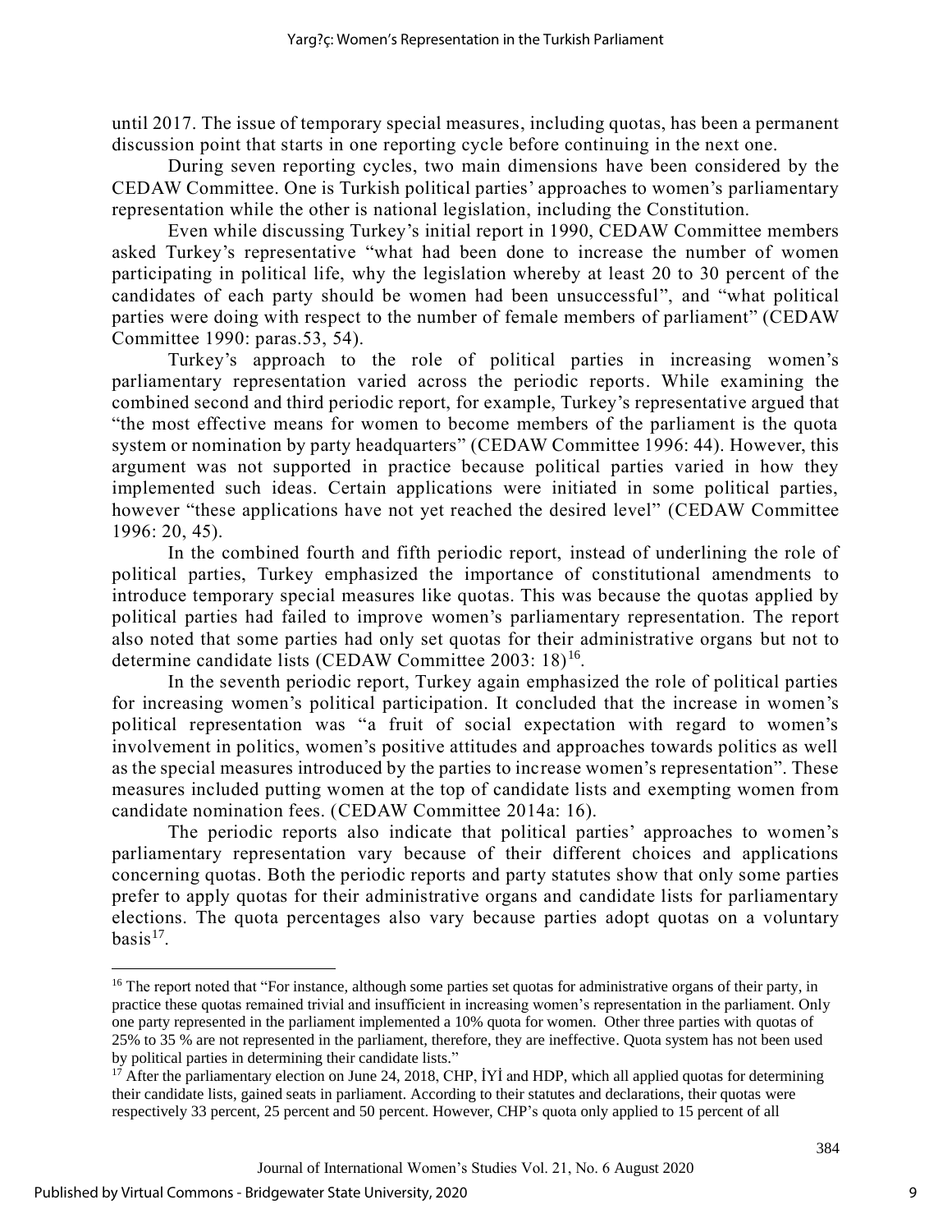until 2017. The issue of temporary special measures, including quotas, has been a permanent discussion point that starts in one reporting cycle before continuing in the next one.

During seven reporting cycles, two main dimensions have been considered by the CEDAW Committee. One is Turkish political parties' approaches to women's parliamentary representation while the other is national legislation, including the Constitution.

Even while discussing Turkey's initial report in 1990, CEDAW Committee members asked Turkey's representative "what had been done to increase the number of women participating in political life, why the legislation whereby at least 20 to 30 percent of the candidates of each party should be women had been unsuccessful", and "what political parties were doing with respect to the number of female members of parliament" (CEDAW Committee 1990: paras.53, 54).

Turkey's approach to the role of political parties in increasing women's parliamentary representation varied across the periodic reports. While examining the combined second and third periodic report, for example, Turkey's representative argued that "the most effective means for women to become members of the parliament is the quota system or nomination by party headquarters" (CEDAW Committee 1996: 44). However, this argument was not supported in practice because political parties varied in how they implemented such ideas. Certain applications were initiated in some political parties, however "these applications have not yet reached the desired level" (CEDAW Committee 1996: 20, 45).

In the combined fourth and fifth periodic report, instead of underlining the role of political parties, Turkey emphasized the importance of constitutional amendments to introduce temporary special measures like quotas. This was because the quotas applied by political parties had failed to improve women's parliamentary representation. The report also noted that some parties had only set quotas for their administrative organs but not to determine candidate lists (CEDAW Committee 2003: 18)[16].

In the seventh periodic report, Turkey again emphasized the role of political parties for increasing women's political participation. It concluded that the increase in women's political representation was "a fruit of social expectation with regard to women's involvement in politics, women's positive attitudes and approaches towards politics as well as the special measures introduced by the parties to increase women's representation". These measures included putting women at the top of candidate lists and exempting women from candidate nomination fees. (CEDAW Committee 2014a: 16).

The periodic reports also indicate that political parties' approaches to women's parliamentary representation vary because of their different choices and applications concerning quotas. Both the periodic reports and party statutes show that only some parties prefer to apply quotas for their administrative organs and candidate lists for parliamentary elections. The quota percentages also vary because parties adopt quotas on a voluntary basis[17].

---

[16] The report noted that "For instance, although some parties set quotas for administrative organs of their party, in practice these quotas remained trivial and insufficient in increasing women's representation in the parliament. Only one party represented in the parliament implemented a 10% quota for women. Other three parties with quotas of 25% to 35 % are not represented in the parliament, therefore, they are ineffective. Quota system has not been used by political parties in determining their candidate lists."

[17] After the parliamentary election on June 24, 2018, CHP, İYİ and HDP, which all applied quotas for determining their candidate lists, gained seats in parliament. According to their statutes and declarations, their quotas were respectively 33 percent, 25 percent and 50 percent. However, CHP's quota only applied to 15 percent of all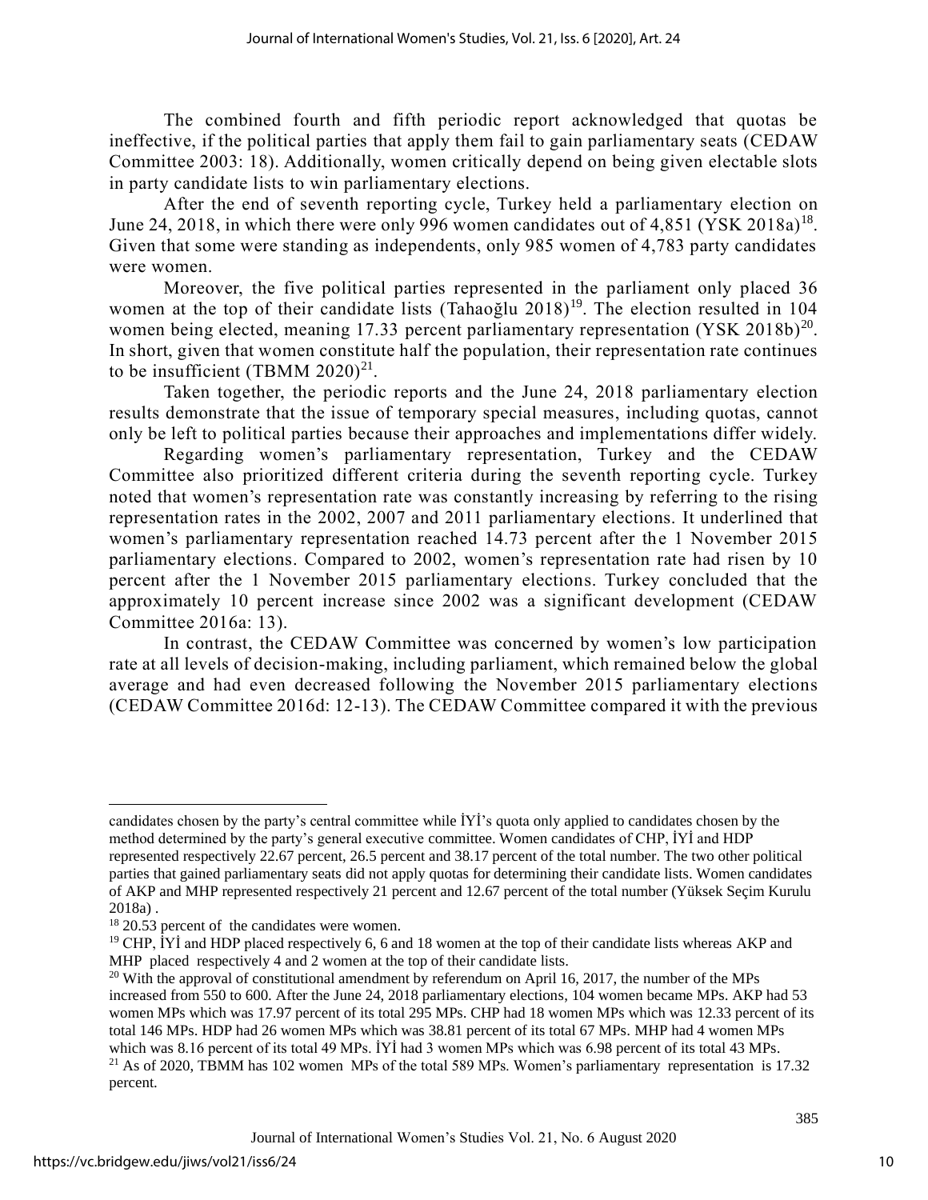The combined fourth and fifth periodic report acknowledged that quotas be ineffective, if the political parties that apply them fail to gain parliamentary seats (CEDAW Committee 2003: 18). Additionally, women critically depend on being given electable slots in party candidate lists to win parliamentary elections.

After the end of seventh reporting cycle, Turkey held a parliamentary election on June 24, 2018, in which there were only 996 women candidates out of 4,851 (YSK 2018a)[18]. Given that some were standing as independents, only 985 women of 4,783 party candidates were women.

Moreover, the five political parties represented in the parliament only placed 36 women at the top of their candidate lists (Tahaoğlu 2018)[19]. The election resulted in 104 women being elected, meaning 17.33 percent parliamentary representation (YSK 2018b)[20]. In short, given that women constitute half the population, their representation rate continues to be insufficient (TBMM 2020)[21].

Taken together, the periodic reports and the June 24, 2018 parliamentary election results demonstrate that the issue of temporary special measures, including quotas, cannot only be left to political parties because their approaches and implementations differ widely.

Regarding women's parliamentary representation, Turkey and the CEDAW Committee also prioritized different criteria during the seventh reporting cycle. Turkey noted that women's representation rate was constantly increasing by referring to the rising representation rates in the 2002, 2007 and 2011 parliamentary elections. It underlined that women's parliamentary representation reached 14.73 percent after the 1 November 2015 parliamentary elections. Compared to 2002, women's representation rate had risen by 10 percent after the 1 November 2015 parliamentary elections. Turkey concluded that the approximately 10 percent increase since 2002 was a significant development (CEDAW Committee 2016a: 13).

In contrast, the CEDAW Committee was concerned by women's low participation rate at all levels of decision-making, including parliament, which remained below the global average and had even decreased following the November 2015 parliamentary elections (CEDAW Committee 2016d: 12-13). The CEDAW Committee compared it with the previous

---

candidates chosen by the party's central committee while İYİ's quota only applied to candidates chosen by the method determined by the party's general executive committee. Women candidates of CHP, İYİ and HDP represented respectively 22.67 percent, 26.5 percent and 38.17 percent of the total number. The two other political parties that gained parliamentary seats did not apply quotas for determining their candidate lists. Women candidates of AKP and MHP represented respectively 21 percent and 12.67 percent of the total number (Yüksek Seçim Kurulu 2018a) .

[18] 20.53 percent of the candidates were women.

[19] CHP, İYİ and HDP placed respectively 6, 6 and 18 women at the top of their candidate lists whereas AKP and MHP placed respectively 4 and 2 women at the top of their candidate lists.

[20] With the approval of constitutional amendment by referendum on April 16, 2017, the number of the MPs increased from 550 to 600. After the June 24, 2018 parliamentary elections, 104 women became MPs. AKP had 53 women MPs which was 17.97 percent of its total 295 MPs. CHP had 18 women MPs which was 12.33 percent of its total 146 MPs. HDP had 26 women MPs which was 38.81 percent of its total 67 MPs. MHP had 4 women MPs which was 8.16 percent of its total 49 MPs. İYİ had 3 women MPs which was 6.98 percent of its total 43 MPs.

[21] As of 2020, TBMM has 102 women MPs of the total 589 MPs. Women's parliamentary representation is 17.32 percent.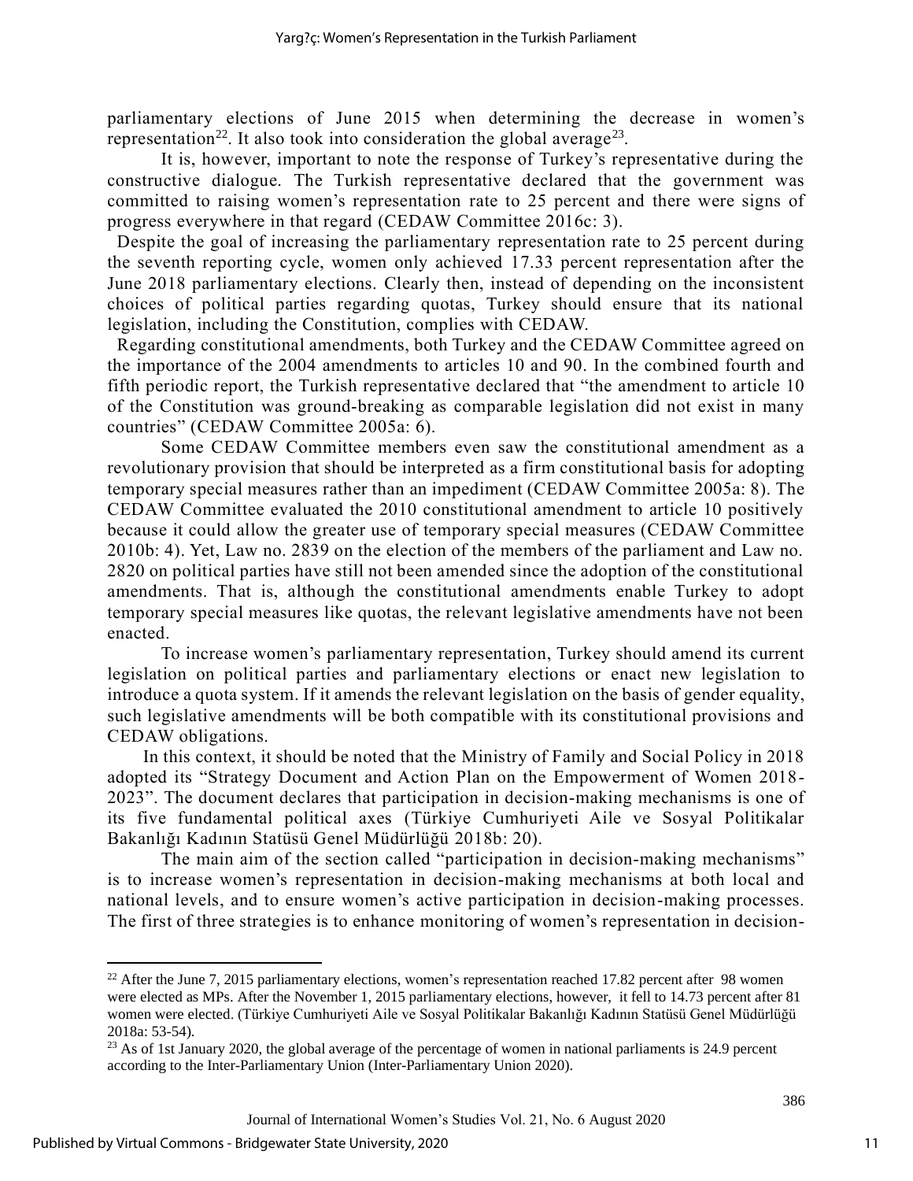parliamentary elections of June 2015 when determining the decrease in women's representation[22]. It also took into consideration the global average[23].

It is, however, important to note the response of Turkey's representative during the constructive dialogue. The Turkish representative declared that the government was committed to raising women's representation rate to 25 percent and there were signs of progress everywhere in that regard (CEDAW Committee 2016c: 3).

Despite the goal of increasing the parliamentary representation rate to 25 percent during the seventh reporting cycle, women only achieved 17.33 percent representation after the June 2018 parliamentary elections. Clearly then, instead of depending on the inconsistent choices of political parties regarding quotas, Turkey should ensure that its national legislation, including the Constitution, complies with CEDAW.

Regarding constitutional amendments, both Turkey and the CEDAW Committee agreed on the importance of the 2004 amendments to articles 10 and 90. In the combined fourth and fifth periodic report, the Turkish representative declared that "the amendment to article 10 of the Constitution was ground-breaking as comparable legislation did not exist in many countries" (CEDAW Committee 2005a: 6).

Some CEDAW Committee members even saw the constitutional amendment as a revolutionary provision that should be interpreted as a firm constitutional basis for adopting temporary special measures rather than an impediment (CEDAW Committee 2005a: 8). The CEDAW Committee evaluated the 2010 constitutional amendment to article 10 positively because it could allow the greater use of temporary special measures (CEDAW Committee 2010b: 4). Yet, Law no. 2839 on the election of the members of the parliament and Law no. 2820 on political parties have still not been amended since the adoption of the constitutional amendments. That is, although the constitutional amendments enable Turkey to adopt temporary special measures like quotas, the relevant legislative amendments have not been enacted.

To increase women's parliamentary representation, Turkey should amend its current legislation on political parties and parliamentary elections or enact new legislation to introduce a quota system. If it amends the relevant legislation on the basis of gender equality, such legislative amendments will be both compatible with its constitutional provisions and CEDAW obligations.

In this context, it should be noted that the Ministry of Family and Social Policy in 2018 adopted its "Strategy Document and Action Plan on the Empowerment of Women 2018-2023". The document declares that participation in decision-making mechanisms is one of its five fundamental political axes (Türkiye Cumhuriyeti Aile ve Sosyal Politikalar Bakanlığı Kadının Statüsü Genel Müdürlüğü 2018b: 20).

The main aim of the section called "participation in decision-making mechanisms" is to increase women's representation in decision-making mechanisms at both local and national levels, and to ensure women's active participation in decision-making processes. The first of three strategies is to enhance monitoring of women's representation in decision-

---

[22] After the June 7, 2015 parliamentary elections, women's representation reached 17.82 percent after 98 women were elected as MPs. After the November 1, 2015 parliamentary elections, however, it fell to 14.73 percent after 81 women were elected. (Türkiye Cumhuriyeti Aile ve Sosyal Politikalar Bakanlığı Kadının Statüsü Genel Müdürlüğü 2018a: 53-54).

[23] As of 1st January 2020, the global average of the percentage of women in national parliaments is 24.9 percent according to the Inter-Parliamentary Union (Inter-Parliamentary Union 2020).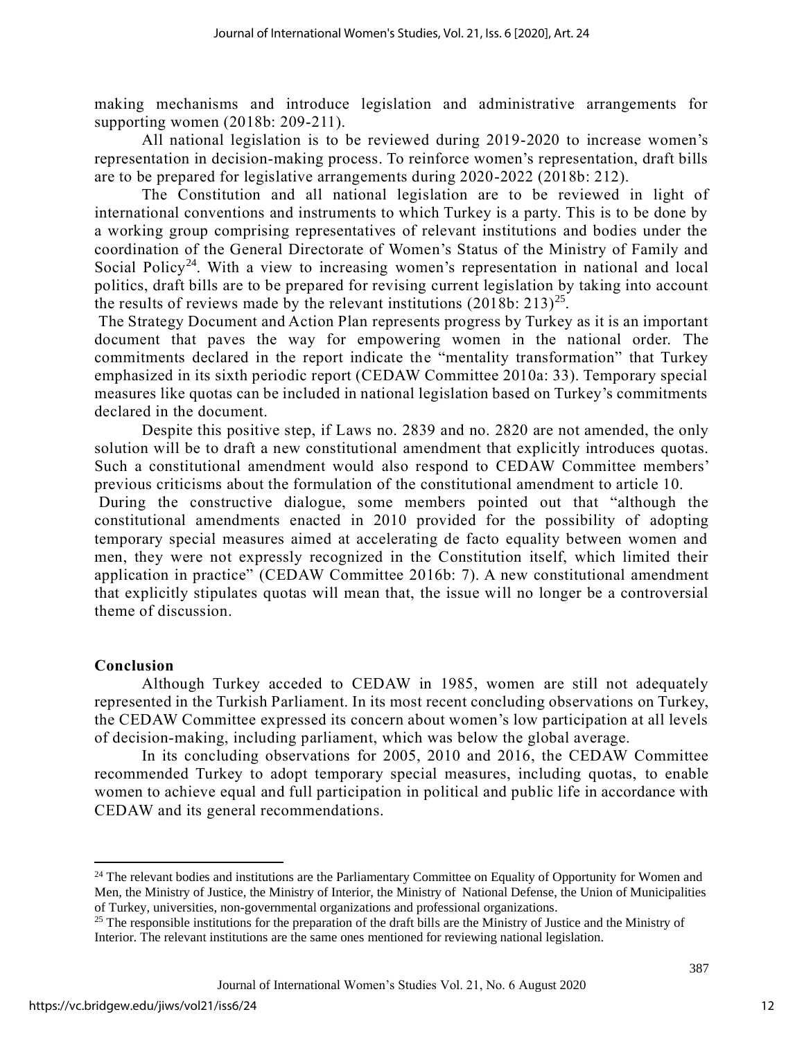making mechanisms and introduce legislation and administrative arrangements for supporting women (2018b: 209-211).

All national legislation is to be reviewed during 2019-2020 to increase women's representation in decision-making process. To reinforce women's representation, draft bills are to be prepared for legislative arrangements during 2020-2022 (2018b: 212).

The Constitution and all national legislation are to be reviewed in light of international conventions and instruments to which Turkey is a party. This is to be done by a working group comprising representatives of relevant institutions and bodies under the coordination of the General Directorate of Women's Status of the Ministry of Family and Social Policy[24]. With a view to increasing women's representation in national and local politics, draft bills are to be prepared for revising current legislation by taking into account the results of reviews made by the relevant institutions (2018b: 213)[25].

The Strategy Document and Action Plan represents progress by Turkey as it is an important document that paves the way for empowering women in the national order. The commitments declared in the report indicate the "mentality transformation" that Turkey emphasized in its sixth periodic report (CEDAW Committee 2010a: 33). Temporary special measures like quotas can be included in national legislation based on Turkey's commitments declared in the document.

Despite this positive step, if Laws no. 2839 and no. 2820 are not amended, the only solution will be to draft a new constitutional amendment that explicitly introduces quotas. Such a constitutional amendment would also respond to CEDAW Committee members' previous criticisms about the formulation of the constitutional amendment to article 10.

During the constructive dialogue, some members pointed out that "although the constitutional amendments enacted in 2010 provided for the possibility of adopting temporary special measures aimed at accelerating de facto equality between women and men, they were not expressly recognized in the Constitution itself, which limited their application in practice" (CEDAW Committee 2016b: 7). A new constitutional amendment that explicitly stipulates quotas will mean that, the issue will no longer be a controversial theme of discussion.

## Conclusion

Although Turkey acceded to CEDAW in 1985, women are still not adequately represented in the Turkish Parliament. In its most recent concluding observations on Turkey, the CEDAW Committee expressed its concern about women's low participation at all levels of decision-making, including parliament, which was below the global average.

In its concluding observations for 2005, 2010 and 2016, the CEDAW Committee recommended Turkey to adopt temporary special measures, including quotas, to enable women to achieve equal and full participation in political and public life in accordance with CEDAW and its general recommendations.

---

[24] The relevant bodies and institutions are the Parliamentary Committee on Equality of Opportunity for Women and Men, the Ministry of Justice, the Ministry of Interior, the Ministry of National Defense, the Union of Municipalities of Turkey, universities, non-governmental organizations and professional organizations.

[25] The responsible institutions for the preparation of the draft bills are the Ministry of Justice and the Ministry of Interior. The relevant institutions are the same ones mentioned for reviewing national legislation.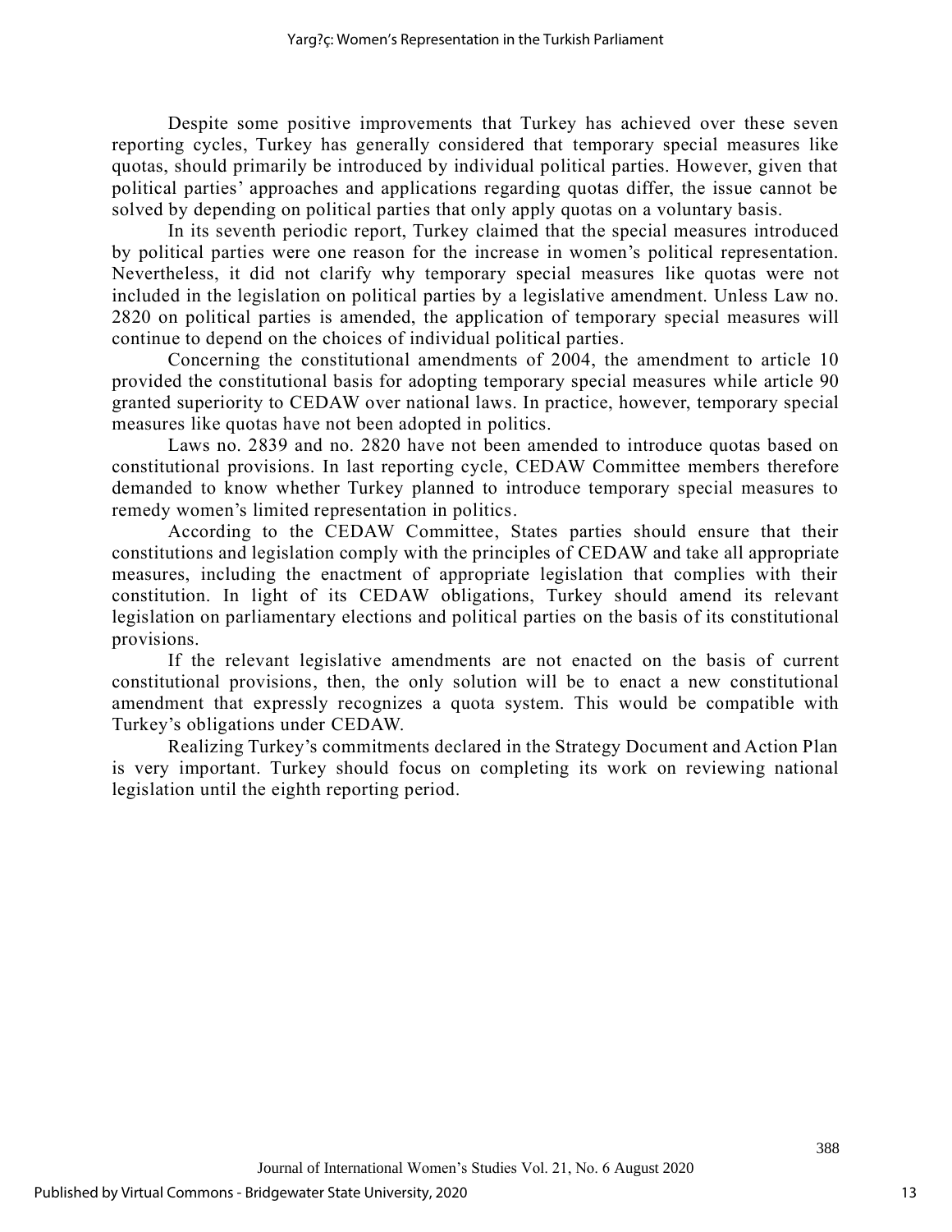Despite some positive improvements that Turkey has achieved over these seven reporting cycles, Turkey has generally considered that temporary special measures like quotas, should primarily be introduced by individual political parties. However, given that political parties' approaches and applications regarding quotas differ, the issue cannot be solved by depending on political parties that only apply quotas on a voluntary basis.

In its seventh periodic report, Turkey claimed that the special measures introduced by political parties were one reason for the increase in women's political representation. Nevertheless, it did not clarify why temporary special measures like quotas were not included in the legislation on political parties by a legislative amendment. Unless Law no. 2820 on political parties is amended, the application of temporary special measures will continue to depend on the choices of individual political parties.

Concerning the constitutional amendments of 2004, the amendment to article 10 provided the constitutional basis for adopting temporary special measures while article 90 granted superiority to CEDAW over national laws. In practice, however, temporary special measures like quotas have not been adopted in politics.

Laws no. 2839 and no. 2820 have not been amended to introduce quotas based on constitutional provisions. In last reporting cycle, CEDAW Committee members therefore demanded to know whether Turkey planned to introduce temporary special measures to remedy women's limited representation in politics.

According to the CEDAW Committee, States parties should ensure that their constitutions and legislation comply with the principles of CEDAW and take all appropriate measures, including the enactment of appropriate legislation that complies with their constitution. In light of its CEDAW obligations, Turkey should amend its relevant legislation on parliamentary elections and political parties on the basis of its constitutional provisions.

If the relevant legislative amendments are not enacted on the basis of current constitutional provisions, then, the only solution will be to enact a new constitutional amendment that expressly recognizes a quota system. This would be compatible with Turkey's obligations under CEDAW.

Realizing Turkey's commitments declared in the Strategy Document and Action Plan is very important. Turkey should focus on completing its work on reviewing national legislation until the eighth reporting period.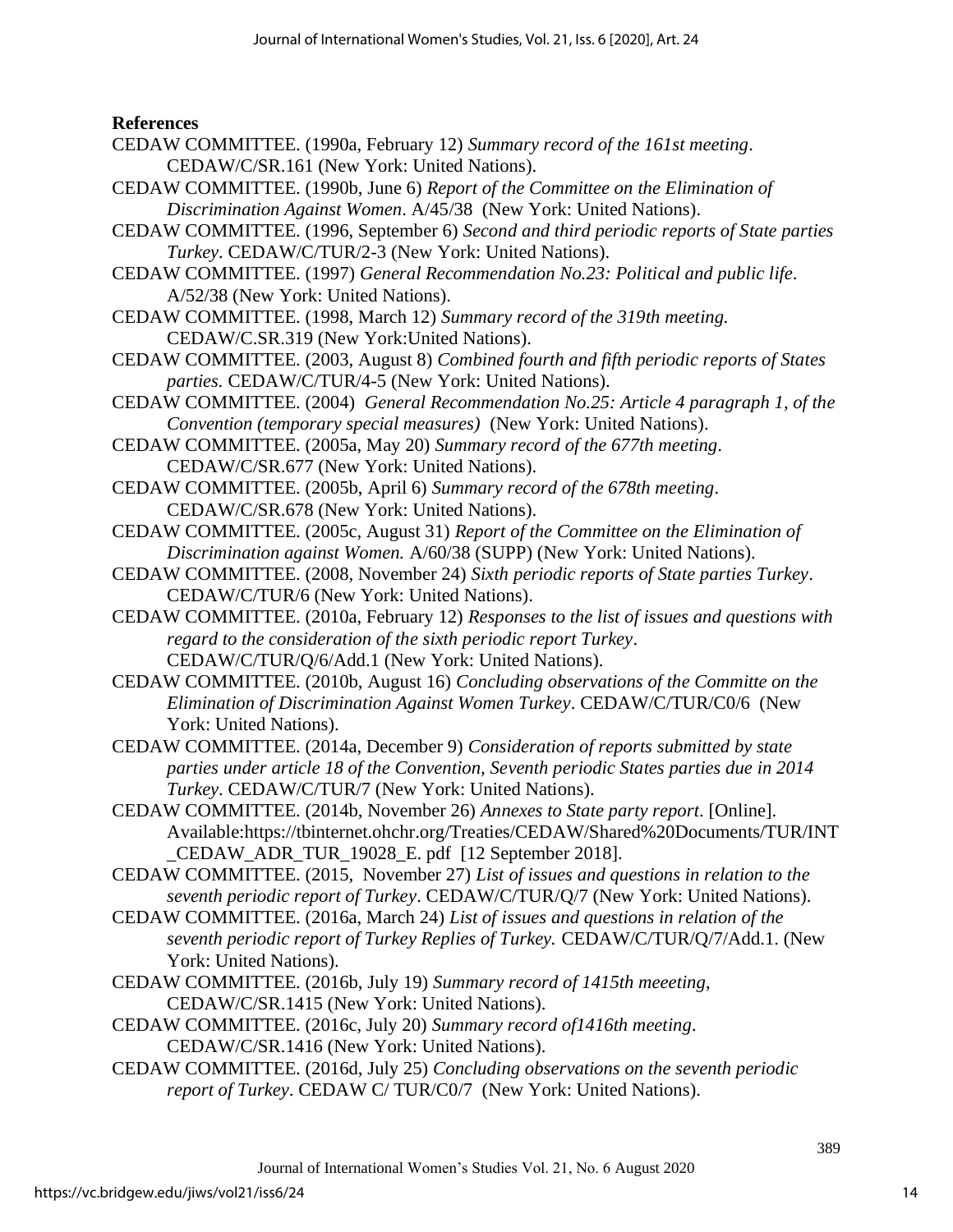**References**

CEDAW COMMITTEE. (1990a, February 12) *Summary record of the 161st meeting*. CEDAW/C/SR.161 (New York: United Nations).

CEDAW COMMITTEE. (1990b, June 6) *Report of the Committee on the Elimination of Discrimination Against Women*. A/45/38 (New York: United Nations).

CEDAW COMMITTEE. (1996, September 6) *Second and third periodic reports of State parties Turkey*. CEDAW/C/TUR/2-3 (New York: United Nations).

CEDAW COMMITTEE. (1997) *General Recommendation No.23: Political and public life*. A/52/38 (New York: United Nations).

CEDAW COMMITTEE. (1998, March 12) *Summary record of the 319th meeting.* CEDAW/C.SR.319 (New York:United Nations).

CEDAW COMMITTEE. (2003, August 8) *Combined fourth and fifth periodic reports of States parties.* CEDAW/C/TUR/4-5 (New York: United Nations).

CEDAW COMMITTEE. (2004) *General Recommendation No.25: Article 4 paragraph 1, of the Convention (temporary special measures)* (New York: United Nations).

CEDAW COMMITTEE. (2005a, May 20) *Summary record of the 677th meeting*. CEDAW/C/SR.677 (New York: United Nations).

CEDAW COMMITTEE. (2005b, April 6) *Summary record of the 678th meeting*. CEDAW/C/SR.678 (New York: United Nations).

CEDAW COMMITTEE. (2005c, August 31) *Report of the Committee on the Elimination of Discrimination against Women.* A/60/38 (SUPP) (New York: United Nations).

CEDAW COMMITTEE. (2008, November 24) *Sixth periodic reports of State parties Turkey*. CEDAW/C/TUR/6 (New York: United Nations).

CEDAW COMMITTEE. (2010a, February 12) *Responses to the list of issues and questions with regard to the consideration of the sixth periodic report Turkey*. CEDAW/C/TUR/Q/6/Add.1 (New York: United Nations).

CEDAW COMMITTEE. (2010b, August 16) *Concluding observations of the Committe on the Elimination of Discrimination Against Women Turkey*. CEDAW/C/TUR/C0/6 (New York: United Nations).

CEDAW COMMITTEE. (2014a, December 9) *Consideration of reports submitted by state parties under article 18 of the Convention, Seventh periodic States parties due in 2014 Turkey*. CEDAW/C/TUR/7 (New York: United Nations).

CEDAW COMMITTEE. (2014b, November 26) *Annexes to State party report*. [Online]. Available:https://tbinternet.ohchr.org/Treaties/CEDAW/Shared%20Documents/TUR/INT_CEDAW_ADR_TUR_19028_E. pdf [12 September 2018].

CEDAW COMMITTEE. (2015, November 27) *List of issues and questions in relation to the seventh periodic report of Turkey*. CEDAW/C/TUR/Q/7 (New York: United Nations).

CEDAW COMMITTEE. (2016a, March 24) *List of issues and questions in relation of the seventh periodic report of Turkey Replies of Turkey.* CEDAW/C/TUR/Q/7/Add.1. (New York: United Nations).

CEDAW COMMITTEE. (2016b, July 19) *Summary record of 1415th meeeting*, CEDAW/C/SR.1415 (New York: United Nations).

CEDAW COMMITTEE. (2016c, July 20) *Summary record of1416th meeting*. CEDAW/C/SR.1416 (New York: United Nations).

CEDAW COMMITTEE. (2016d, July 25) *Concluding observations on the seventh periodic report of Turkey*. CEDAW C/ TUR/C0/7 (New York: United Nations).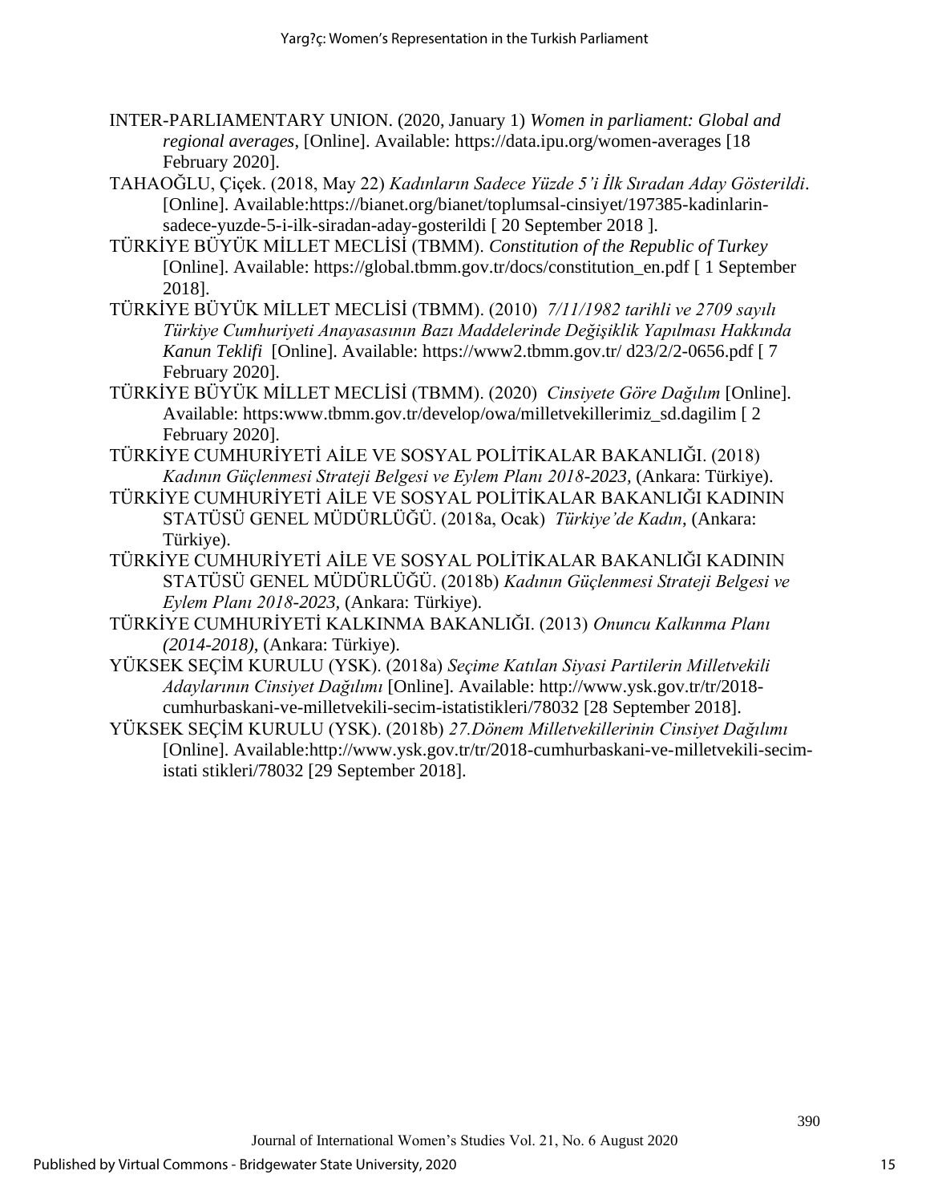INTER-PARLIAMENTARY UNION. (2020, January 1) *Women in parliament: Global and regional averages*, [Online]. Available: https://data.ipu.org/women-averages [18 February 2020].

TAHAOĞLU, Çiçek. (2018, May 22) *Kadınların Sadece Yüzde 5'i İlk Sıradan Aday Gösterildi*. [Online]. Available:https://bianet.org/bianet/toplumsal-cinsiyet/197385-kadinlarin-sadece-yuzde-5-i-ilk-siradan-aday-gosterildi [ 20 September 2018 ].

TÜRKİYE BÜYÜK MİLLET MECLİSİ (TBMM). *Constitution of the Republic of Turkey* [Online]. Available: https://global.tbmm.gov.tr/docs/constitution_en.pdf [ 1 September 2018].

TÜRKİYE BÜYÜK MİLLET MECLİSİ (TBMM). (2010) *7/11/1982 tarihli ve 2709 sayılı Türkiye Cumhuriyeti Anayasasının Bazı Maddelerinde Değişiklik Yapılması Hakkında Kanun Teklifi* [Online]. Available: https://www2.tbmm.gov.tr/ d23/2/2-0656.pdf [ 7 February 2020].

TÜRKİYE BÜYÜK MİLLET MECLİSİ (TBMM). (2020) *Cinsiyete Göre Dağılım* [Online]. Available: https:www.tbmm.gov.tr/develop/owa/milletvekillerimiz_sd.dagilim [ 2 February 2020].

TÜRKİYE CUMHURİYETİ AİLE VE SOSYAL POLİTİKALAR BAKANLIĞI. (2018) *Kadının Güçlenmesi Strateji Belgesi ve Eylem Planı 2018-2023*, (Ankara: Türkiye).

TÜRKİYE CUMHURİYETİ AİLE VE SOSYAL POLİTİKALAR BAKANLIĞI KADININ STATÜSÜ GENEL MÜDÜRLÜĞÜ. (2018a, Ocak) *Türkiye'de Kadın*, (Ankara: Türkiye).

TÜRKİYE CUMHURİYETİ AİLE VE SOSYAL POLİTİKALAR BAKANLIĞI KADININ STATÜSÜ GENEL MÜDÜRLÜĞÜ. (2018b) *Kadının Güçlenmesi Strateji Belgesi ve Eylem Planı 2018-2023*, (Ankara: Türkiye).

TÜRKİYE CUMHURİYETİ KALKINMA BAKANLIĞI. (2013) *Onuncu Kalkınma Planı (2014-2018)*, (Ankara: Türkiye).

YÜKSEK SEÇİM KURULU (YSK). (2018a) *Seçime Katılan Siyasi Partilerin Milletvekili Adaylarının Cinsiyet Dağılımı* [Online]. Available: http://www.ysk.gov.tr/tr/2018-cumhurbaskani-ve-milletvekili-secim-istatistikleri/78032 [28 September 2018].

YÜKSEK SEÇİM KURULU (YSK). (2018b) *27.Dönem Milletvekillerinin Cinsiyet Dağılımı* [Online]. Available:http://www.ysk.gov.tr/tr/2018-cumhurbaskani-ve-milletvekili-secim-istati stikleri/78032 [29 September 2018].